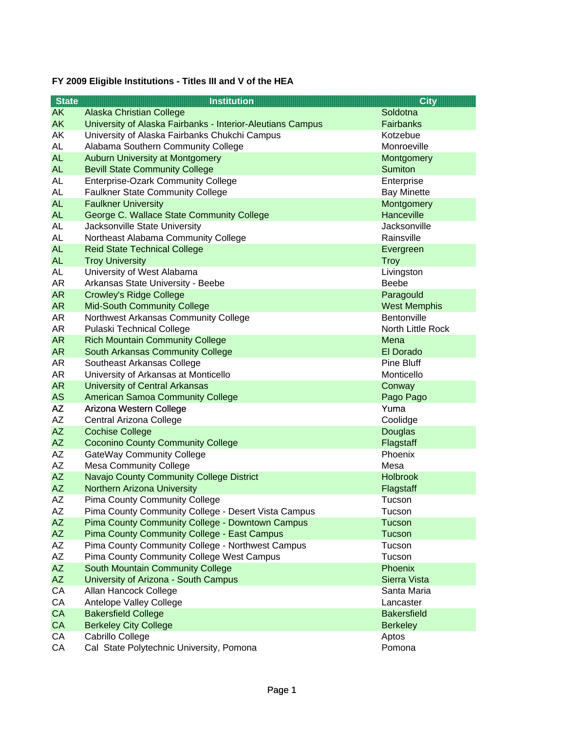**FY 2009 Eligible Institutions - Titles III and V of the HEA**

| State | Institution | City |
|---|---|---|
| AK | Alaska Christian College | Soldotna |
| AK | University of Alaska Fairbanks - Interior-Aleutians Campus | Fairbanks |
| AK | University of Alaska Fairbanks Chukchi Campus | Kotzebue |
| AL | Alabama Southern Community College | Monroeville |
| AL | Auburn University at Montgomery | Montgomery |
| AL | Bevill State Community College | Sumiton |
| AL | Enterprise-Ozark Community College | Enterprise |
| AL | Faulkner State Community College | Bay Minette |
| AL | Faulkner University | Montgomery |
| AL | George C. Wallace State Community College | Hanceville |
| AL | Jacksonville State University | Jacksonville |
| AL | Northeast Alabama Community College | Rainsville |
| AL | Reid State Technical College | Evergreen |
| AL | Troy University | Troy |
| AL | University of West Alabama | Livingston |
| AR | Arkansas State University - Beebe | Beebe |
| AR | Crowley's Ridge College | Paragould |
| AR | Mid-South Community College | West Memphis |
| AR | Northwest Arkansas Community College | Bentonville |
| AR | Pulaski Technical College | North Little Rock |
| AR | Rich Mountain Community College | Mena |
| AR | South Arkansas Community College | El Dorado |
| AR | Southeast Arkansas College | Pine Bluff |
| AR | University of Arkansas at Monticello | Monticello |
| AR | University of Central Arkansas | Conway |
| AS | American Samoa Community College | Pago Pago |
| AZ | Arizona Western College | Yuma |
| AZ | Central Arizona College | Coolidge |
| AZ | Cochise College | Douglas |
| AZ | Coconino County Community College | Flagstaff |
| AZ | GateWay Community College | Phoenix |
| AZ | Mesa Community College | Mesa |
| AZ | Navajo County Community College District | Holbrook |
| AZ | Northern Arizona University | Flagstaff |
| AZ | Pima County Community College | Tucson |
| AZ | Pima County Community College - Desert Vista Campus | Tucson |
| AZ | Pima County Community College - Downtown Campus | Tucson |
| AZ | Pima County Community College - East Campus | Tucson |
| AZ | Pima County Community College - Northwest Campus | Tucson |
| AZ | Pima County Community College West Campus | Tucson |
| AZ | South Mountain Community College | Phoenix |
| AZ | University of Arizona - South Campus | Sierra Vista |
| CA | Allan Hancock College | Santa Maria |
| CA | Antelope Valley College | Lancaster |
| CA | Bakersfield College | Bakersfield |
| CA | Berkeley City College | Berkeley |
| CA | Cabrillo College | Aptos |
| CA | Cal State Polytechnic University, Pomona | Pomona |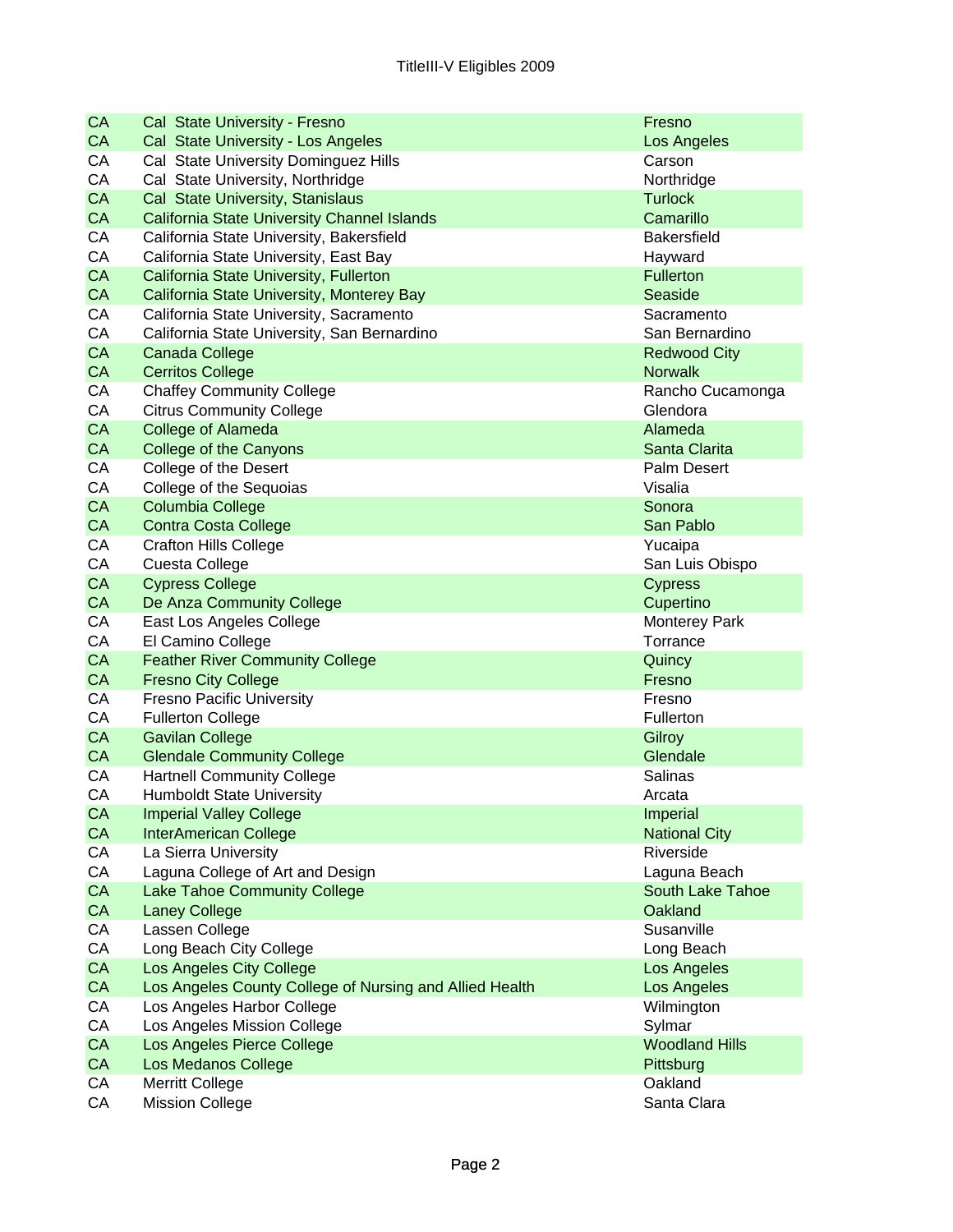| | | |
|---|---|---|
| CA | Cal  State University - Fresno | Fresno |
| CA | Cal  State University - Los Angeles | Los Angeles |
| CA | Cal  State University Dominguez Hills | Carson |
| CA | Cal  State University, Northridge | Northridge |
| CA | Cal  State University, Stanislaus | Turlock |
| CA | California State University Channel Islands | Camarillo |
| CA | California State University, Bakersfield | Bakersfield |
| CA | California State University, East Bay | Hayward |
| CA | California State University, Fullerton | Fullerton |
| CA | California State University, Monterey Bay | Seaside |
| CA | California State University, Sacramento | Sacramento |
| CA | California State University, San Bernardino | San Bernardino |
| CA | Canada College | Redwood City |
| CA | Cerritos College | Norwalk |
| CA | Chaffey Community College | Rancho Cucamonga |
| CA | Citrus Community College | Glendora |
| CA | College of Alameda | Alameda |
| CA | College of the Canyons | Santa Clarita |
| CA | College of the Desert | Palm Desert |
| CA | College of the Sequoias | Visalia |
| CA | Columbia College | Sonora |
| CA | Contra Costa College | San Pablo |
| CA | Crafton Hills College | Yucaipa |
| CA | Cuesta College | San Luis Obispo |
| CA | Cypress College | Cypress |
| CA | De Anza Community College | Cupertino |
| CA | East Los Angeles College | Monterey Park |
| CA | El Camino College | Torrance |
| CA | Feather River Community College | Quincy |
| CA | Fresno City College | Fresno |
| CA | Fresno Pacific University | Fresno |
| CA | Fullerton College | Fullerton |
| CA | Gavilan College | Gilroy |
| CA | Glendale Community College | Glendale |
| CA | Hartnell Community College | Salinas |
| CA | Humboldt State University | Arcata |
| CA | Imperial Valley College | Imperial |
| CA | InterAmerican College | National City |
| CA | La Sierra University | Riverside |
| CA | Laguna College of Art and Design | Laguna Beach |
| CA | Lake Tahoe Community College | South Lake Tahoe |
| CA | Laney College | Oakland |
| CA | Lassen College | Susanville |
| CA | Long Beach City College | Long Beach |
| CA | Los Angeles City College | Los Angeles |
| CA | Los Angeles County College of Nursing and Allied Health | Los Angeles |
| CA | Los Angeles Harbor College | Wilmington |
| CA | Los Angeles Mission College | Sylmar |
| CA | Los Angeles Pierce College | Woodland Hills |
| CA | Los Medanos College | Pittsburg |
| CA | Merritt College | Oakland |
| CA | Mission College | Santa Clara |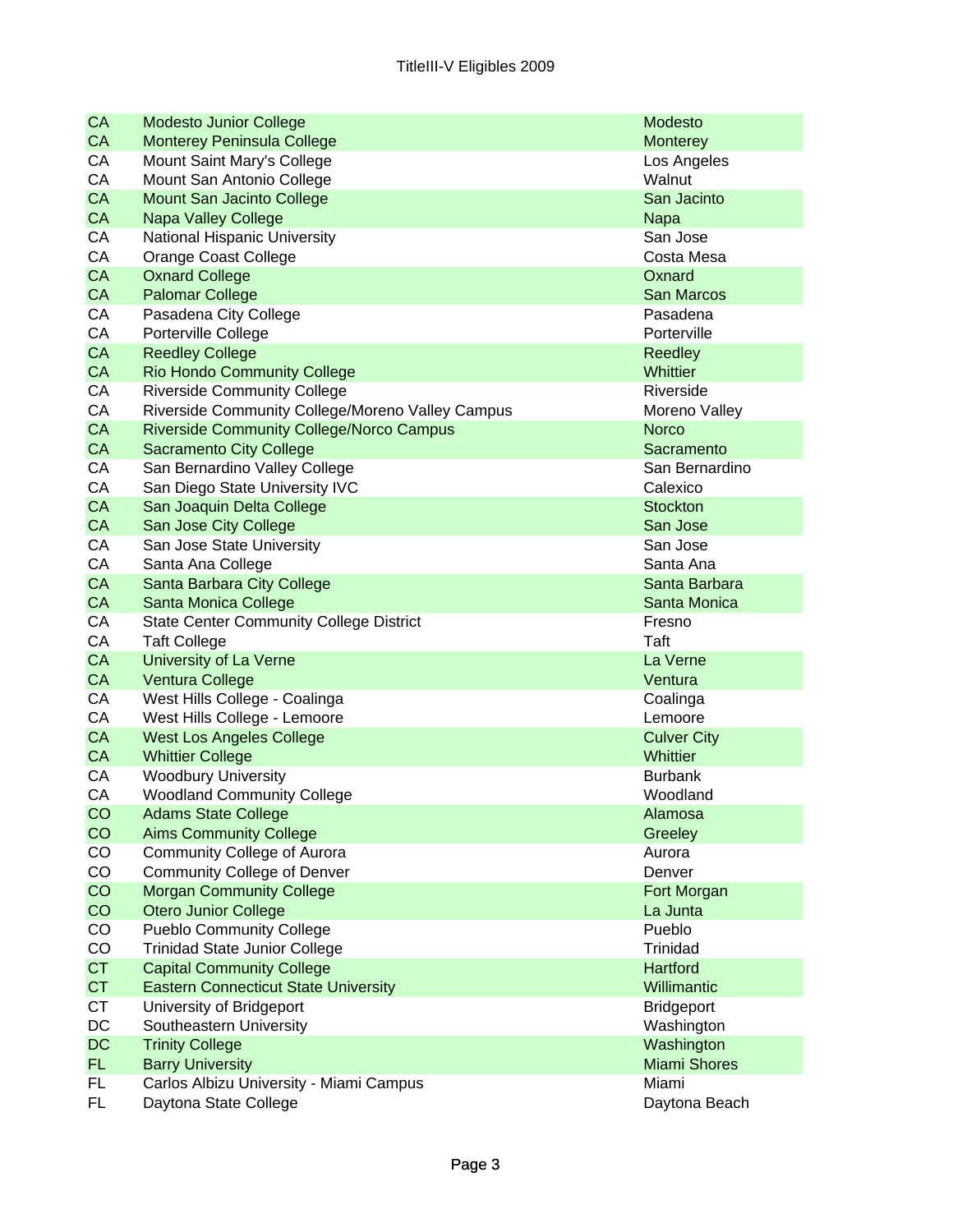| | | |
|---|---|---|
| CA | Modesto Junior College | Modesto |
| CA | Monterey Peninsula College | Monterey |
| CA | Mount Saint Mary's College | Los Angeles |
| CA | Mount San Antonio College | Walnut |
| CA | Mount San Jacinto College | San Jacinto |
| CA | Napa Valley College | Napa |
| CA | National Hispanic University | San Jose |
| CA | Orange Coast College | Costa Mesa |
| CA | Oxnard College | Oxnard |
| CA | Palomar College | San Marcos |
| CA | Pasadena City College | Pasadena |
| CA | Porterville College | Porterville |
| CA | Reedley College | Reedley |
| CA | Rio Hondo Community College | Whittier |
| CA | Riverside Community College | Riverside |
| CA | Riverside Community College/Moreno Valley Campus | Moreno Valley |
| CA | Riverside Community College/Norco Campus | Norco |
| CA | Sacramento City College | Sacramento |
| CA | San Bernardino Valley College | San Bernardino |
| CA | San Diego State University IVC | Calexico |
| CA | San Joaquin Delta College | Stockton |
| CA | San Jose City College | San Jose |
| CA | San Jose State University | San Jose |
| CA | Santa Ana College | Santa Ana |
| CA | Santa Barbara City College | Santa Barbara |
| CA | Santa Monica College | Santa Monica |
| CA | State Center Community College District | Fresno |
| CA | Taft College | Taft |
| CA | University of La Verne | La Verne |
| CA | Ventura College | Ventura |
| CA | West Hills College - Coalinga | Coalinga |
| CA | West Hills College - Lemoore | Lemoore |
| CA | West Los Angeles College | Culver City |
| CA | Whittier College | Whittier |
| CA | Woodbury University | Burbank |
| CA | Woodland Community College | Woodland |
| CO | Adams State College | Alamosa |
| CO | Aims Community College | Greeley |
| CO | Community College of Aurora | Aurora |
| CO | Community College of Denver | Denver |
| CO | Morgan Community College | Fort Morgan |
| CO | Otero Junior College | La Junta |
| CO | Pueblo Community College | Pueblo |
| CO | Trinidad State Junior College | Trinidad |
| CT | Capital Community College | Hartford |
| CT | Eastern Connecticut State University | Willimantic |
| CT | University of Bridgeport | Bridgeport |
| DC | Southeastern University | Washington |
| DC | Trinity College | Washington |
| FL | Barry University | Miami Shores |
| FL | Carlos Albizu University - Miami Campus | Miami |
| FL | Daytona State College | Daytona Beach |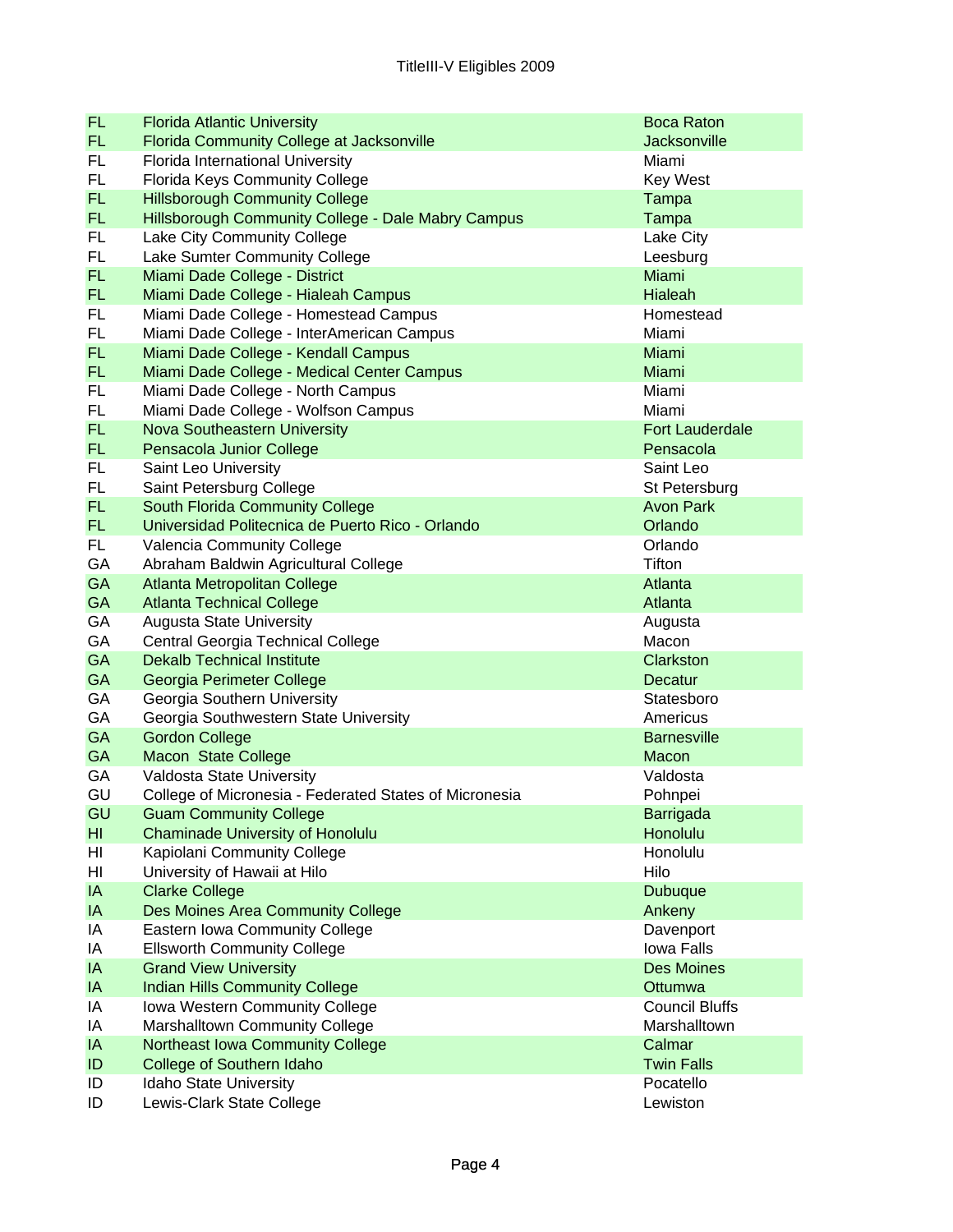| | | |
|---|---|---|
| FL | Florida Atlantic University | Boca Raton |
| FL | Florida Community College at Jacksonville | Jacksonville |
| FL | Florida International University | Miami |
| FL | Florida Keys Community College | Key West |
| FL | Hillsborough Community College | Tampa |
| FL | Hillsborough Community College - Dale Mabry Campus | Tampa |
| FL | Lake City Community College | Lake City |
| FL | Lake Sumter Community College | Leesburg |
| FL | Miami Dade College - District | Miami |
| FL | Miami Dade College - Hialeah Campus | Hialeah |
| FL | Miami Dade College - Homestead Campus | Homestead |
| FL | Miami Dade College - InterAmerican Campus | Miami |
| FL | Miami Dade College - Kendall Campus | Miami |
| FL | Miami Dade College - Medical Center Campus | Miami |
| FL | Miami Dade College - North Campus | Miami |
| FL | Miami Dade College - Wolfson Campus | Miami |
| FL | Nova Southeastern University | Fort Lauderdale |
| FL | Pensacola Junior College | Pensacola |
| FL | Saint Leo University | Saint Leo |
| FL | Saint Petersburg College | St Petersburg |
| FL | South Florida Community College | Avon Park |
| FL | Universidad Politecnica de Puerto Rico - Orlando | Orlando |
| FL | Valencia Community College | Orlando |
| GA | Abraham Baldwin Agricultural College | Tifton |
| GA | Atlanta Metropolitan College | Atlanta |
| GA | Atlanta Technical College | Atlanta |
| GA | Augusta State University | Augusta |
| GA | Central Georgia Technical College | Macon |
| GA | Dekalb Technical Institute | Clarkston |
| GA | Georgia Perimeter College | Decatur |
| GA | Georgia Southern University | Statesboro |
| GA | Georgia Southwestern State University | Americus |
| GA | Gordon College | Barnesville |
| GA | Macon State College | Macon |
| GA | Valdosta State University | Valdosta |
| GU | College of Micronesia - Federated States of Micronesia | Pohnpei |
| GU | Guam Community College | Barrigada |
| HI | Chaminade University of Honolulu | Honolulu |
| HI | Kapiolani Community College | Honolulu |
| HI | University of Hawaii at Hilo | Hilo |
| IA | Clarke College | Dubuque |
| IA | Des Moines Area Community College | Ankeny |
| IA | Eastern Iowa Community College | Davenport |
| IA | Ellsworth Community College | Iowa Falls |
| IA | Grand View University | Des Moines |
| IA | Indian Hills Community College | Ottumwa |
| IA | Iowa Western Community College | Council Bluffs |
| IA | Marshalltown Community College | Marshalltown |
| IA | Northeast Iowa Community College | Calmar |
| ID | College of Southern Idaho | Twin Falls |
| ID | Idaho State University | Pocatello |
| ID | Lewis-Clark State College | Lewiston |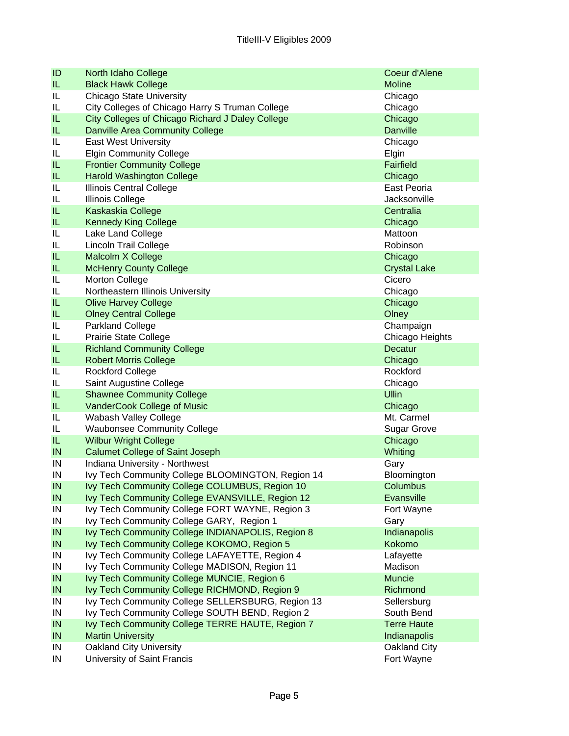| | | |
|---|---|---|
| ID | North Idaho College | Coeur d'Alene |
| IL | Black Hawk College | Moline |
| IL | Chicago State University | Chicago |
| IL | City Colleges of Chicago Harry S Truman College | Chicago |
| IL | City Colleges of Chicago Richard J Daley College | Chicago |
| IL | Danville Area Community College | Danville |
| IL | East West University | Chicago |
| IL | Elgin Community College | Elgin |
| IL | Frontier Community College | Fairfield |
| IL | Harold Washington College | Chicago |
| IL | Illinois Central College | East Peoria |
| IL | Illinois College | Jacksonville |
| IL | Kaskaskia College | Centralia |
| IL | Kennedy King College | Chicago |
| IL | Lake Land College | Mattoon |
| IL | Lincoln Trail College | Robinson |
| IL | Malcolm X College | Chicago |
| IL | McHenry County College | Crystal Lake |
| IL | Morton College | Cicero |
| IL | Northeastern Illinois University | Chicago |
| IL | Olive Harvey College | Chicago |
| IL | Olney Central College | Olney |
| IL | Parkland College | Champaign |
| IL | Prairie State College | Chicago Heights |
| IL | Richland Community College | Decatur |
| IL | Robert Morris College | Chicago |
| IL | Rockford College | Rockford |
| IL | Saint Augustine College | Chicago |
| IL | Shawnee Community College | Ullin |
| IL | VanderCook College of Music | Chicago |
| IL | Wabash Valley College | Mt. Carmel |
| IL | Waubonsee Community College | Sugar Grove |
| IL | Wilbur Wright College | Chicago |
| IN | Calumet College of Saint Joseph | Whiting |
| IN | Indiana University - Northwest | Gary |
| IN | Ivy Tech Community College BLOOMINGTON, Region 14 | Bloomington |
| IN | Ivy Tech Community College COLUMBUS, Region 10 | Columbus |
| IN | Ivy Tech Community College EVANSVILLE, Region 12 | Evansville |
| IN | Ivy Tech Community College FORT WAYNE, Region 3 | Fort Wayne |
| IN | Ivy Tech Community College GARY, Region 1 | Gary |
| IN | Ivy Tech Community College INDIANAPOLIS, Region 8 | Indianapolis |
| IN | Ivy Tech Community College KOKOMO, Region 5 | Kokomo |
| IN | Ivy Tech Community College LAFAYETTE, Region 4 | Lafayette |
| IN | Ivy Tech Community College MADISON, Region 11 | Madison |
| IN | Ivy Tech Community College MUNCIE, Region 6 | Muncie |
| IN | Ivy Tech Community College RICHMOND, Region 9 | Richmond |
| IN | Ivy Tech Community College SELLERSBURG, Region 13 | Sellersburg |
| IN | Ivy Tech Community College SOUTH BEND, Region 2 | South Bend |
| IN | Ivy Tech Community College TERRE HAUTE, Region 7 | Terre Haute |
| IN | Martin University | Indianapolis |
| IN | Oakland City University | Oakland City |
| IN | University of Saint Francis | Fort Wayne |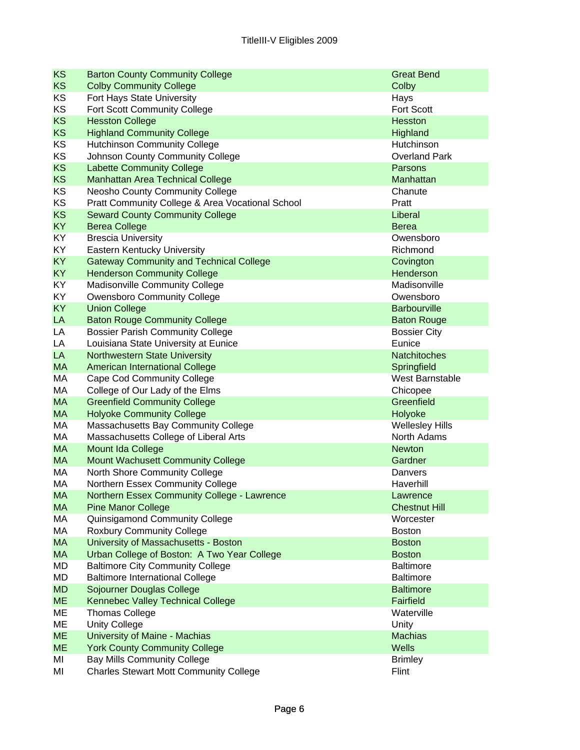| | | |
|---|---|---|
| KS | Barton County Community College | Great Bend |
| KS | Colby Community College | Colby |
| KS | Fort Hays State University | Hays |
| KS | Fort Scott Community College | Fort Scott |
| KS | Hesston College | Hesston |
| KS | Highland Community College | Highland |
| KS | Hutchinson Community College | Hutchinson |
| KS | Johnson County Community College | Overland Park |
| KS | Labette Community College | Parsons |
| KS | Manhattan Area Technical College | Manhattan |
| KS | Neosho County Community College | Chanute |
| KS | Pratt Community College & Area Vocational School | Pratt |
| KS | Seward County Community College | Liberal |
| KY | Berea College | Berea |
| KY | Brescia University | Owensboro |
| KY | Eastern Kentucky University | Richmond |
| KY | Gateway Community and Technical College | Covington |
| KY | Henderson Community College | Henderson |
| KY | Madisonville Community College | Madisonville |
| KY | Owensboro Community College | Owensboro |
| KY | Union College | Barbourville |
| LA | Baton Rouge Community College | Baton Rouge |
| LA | Bossier Parish Community College | Bossier City |
| LA | Louisiana State University at Eunice | Eunice |
| LA | Northwestern State University | Natchitoches |
| MA | American International College | Springfield |
| MA | Cape Cod Community College | West Barnstable |
| MA | College of Our Lady of the Elms | Chicopee |
| MA | Greenfield Community College | Greenfield |
| MA | Holyoke Community College | Holyoke |
| MA | Massachusetts Bay Community College | Wellesley Hills |
| MA | Massachusetts College of Liberal Arts | North Adams |
| MA | Mount Ida College | Newton |
| MA | Mount Wachusett Community College | Gardner |
| MA | North Shore Community College | Danvers |
| MA | Northern Essex Community College | Haverhill |
| MA | Northern Essex Community College - Lawrence | Lawrence |
| MA | Pine Manor College | Chestnut Hill |
| MA | Quinsigamond Community College | Worcester |
| MA | Roxbury Community College | Boston |
| MA | University of Massachusetts - Boston | Boston |
| MA | Urban College of Boston: A Two Year College | Boston |
| MD | Baltimore City Community College | Baltimore |
| MD | Baltimore International College | Baltimore |
| MD | Sojourner Douglas College | Baltimore |
| ME | Kennebec Valley Technical College | Fairfield |
| ME | Thomas College | Waterville |
| ME | Unity College | Unity |
| ME | University of Maine - Machias | Machias |
| ME | York County Community College | Wells |
| MI | Bay Mills Community College | Brimley |
| MI | Charles Stewart Mott Community College | Flint |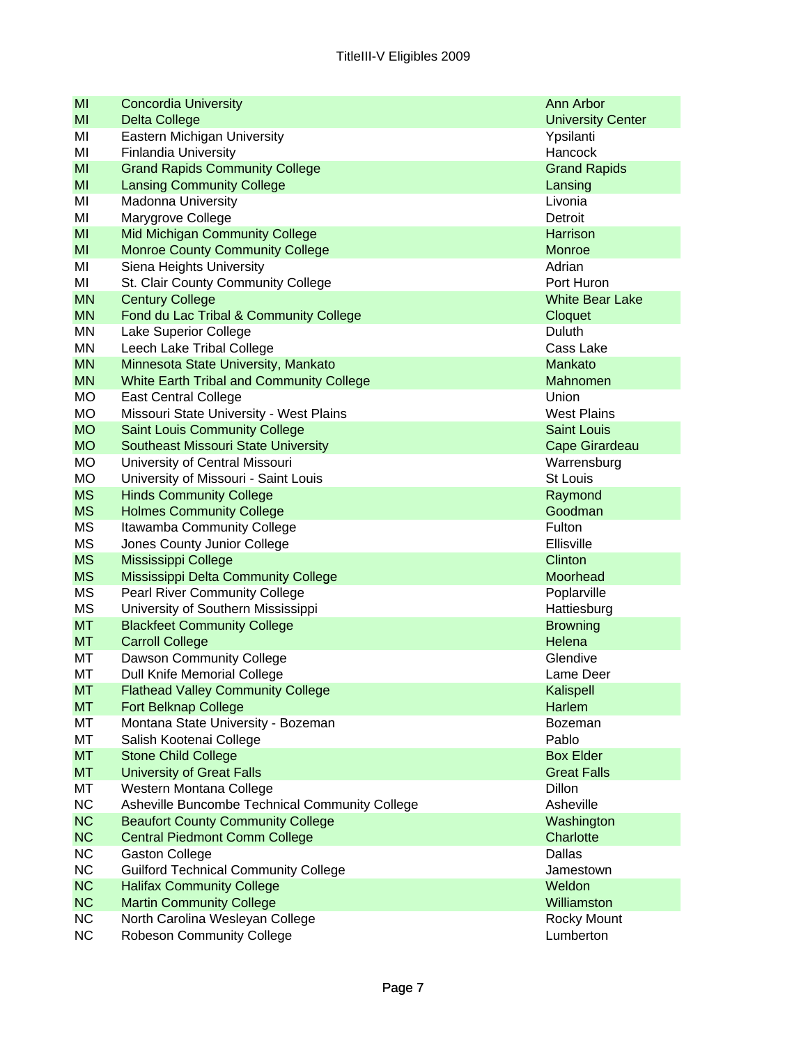| | | |
|---|---|---|
| MI | Concordia University | Ann Arbor |
| MI | Delta College | University Center |
| MI | Eastern Michigan University | Ypsilanti |
| MI | Finlandia University | Hancock |
| MI | Grand Rapids Community College | Grand Rapids |
| MI | Lansing Community College | Lansing |
| MI | Madonna University | Livonia |
| MI | Marygrove College | Detroit |
| MI | Mid Michigan Community College | Harrison |
| MI | Monroe County Community College | Monroe |
| MI | Siena Heights University | Adrian |
| MI | St. Clair County Community College | Port Huron |
| MN | Century College | White Bear Lake |
| MN | Fond du Lac Tribal & Community College | Cloquet |
| MN | Lake Superior College | Duluth |
| MN | Leech Lake Tribal College | Cass Lake |
| MN | Minnesota State University, Mankato | Mankato |
| MN | White Earth Tribal and Community College | Mahnomen |
| MO | East Central College | Union |
| MO | Missouri State University - West Plains | West Plains |
| MO | Saint Louis Community College | Saint Louis |
| MO | Southeast Missouri State University | Cape Girardeau |
| MO | University of Central Missouri | Warrensburg |
| MO | University of Missouri - Saint Louis | St Louis |
| MS | Hinds Community College | Raymond |
| MS | Holmes Community College | Goodman |
| MS | Itawamba Community College | Fulton |
| MS | Jones County Junior College | Ellisville |
| MS | Mississippi College | Clinton |
| MS | Mississippi Delta Community College | Moorhead |
| MS | Pearl River Community College | Poplarville |
| MS | University of Southern Mississippi | Hattiesburg |
| MT | Blackfeet Community College | Browning |
| MT | Carroll College | Helena |
| MT | Dawson Community College | Glendive |
| MT | Dull Knife Memorial College | Lame Deer |
| MT | Flathead Valley Community College | Kalispell |
| MT | Fort Belknap College | Harlem |
| MT | Montana State University - Bozeman | Bozeman |
| MT | Salish Kootenai College | Pablo |
| MT | Stone Child College | Box Elder |
| MT | University of Great Falls | Great Falls |
| MT | Western Montana College | Dillon |
| NC | Asheville Buncombe Technical Community College | Asheville |
| NC | Beaufort County Community College | Washington |
| NC | Central Piedmont Comm College | Charlotte |
| NC | Gaston College | Dallas |
| NC | Guilford Technical Community College | Jamestown |
| NC | Halifax Community College | Weldon |
| NC | Martin Community College | Williamston |
| NC | North Carolina Wesleyan College | Rocky Mount |
| NC | Robeson Community College | Lumberton |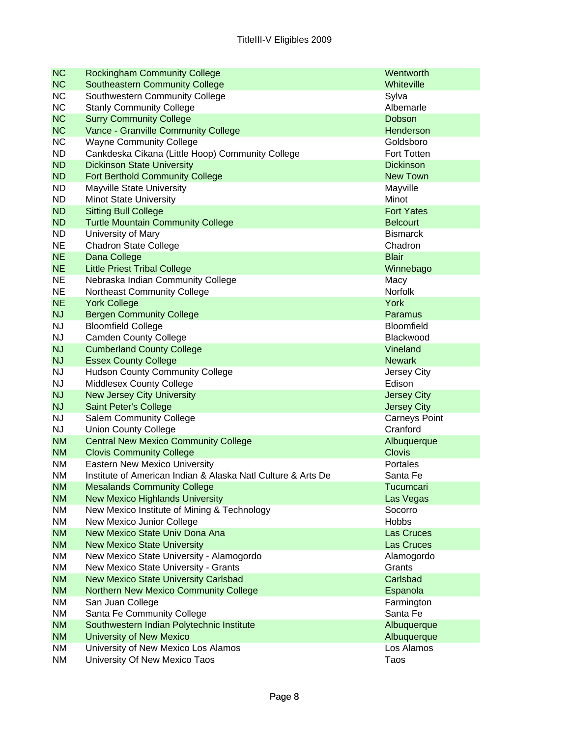| | | |
|---|---|---|
| NC | Rockingham Community College | Wentworth |
| NC | Southeastern Community College | Whiteville |
| NC | Southwestern Community College | Sylva |
| NC | Stanly Community College | Albemarle |
| NC | Surry Community College | Dobson |
| NC | Vance - Granville Community College | Henderson |
| NC | Wayne Community College | Goldsboro |
| ND | Cankdeska Cikana (Little Hoop) Community College | Fort Totten |
| ND | Dickinson State University | Dickinson |
| ND | Fort Berthold Community College | New Town |
| ND | Mayville State University | Mayville |
| ND | Minot State University | Minot |
| ND | Sitting Bull College | Fort Yates |
| ND | Turtle Mountain Community College | Belcourt |
| ND | University of Mary | Bismarck |
| NE | Chadron State College | Chadron |
| NE | Dana College | Blair |
| NE | Little Priest Tribal College | Winnebago |
| NE | Nebraska Indian Community College | Macy |
| NE | Northeast Community College | Norfolk |
| NE | York College | York |
| NJ | Bergen Community College | Paramus |
| NJ | Bloomfield College | Bloomfield |
| NJ | Camden County College | Blackwood |
| NJ | Cumberland County College | Vineland |
| NJ | Essex County College | Newark |
| NJ | Hudson County Community College | Jersey City |
| NJ | Middlesex County College | Edison |
| NJ | New Jersey City University | Jersey City |
| NJ | Saint Peter's College | Jersey City |
| NJ | Salem Community College | Carneys Point |
| NJ | Union County College | Cranford |
| NM | Central New Mexico Community College | Albuquerque |
| NM | Clovis Community College | Clovis |
| NM | Eastern New Mexico University | Portales |
| NM | Institute of American Indian & Alaska Natl Culture & Arts De | Santa Fe |
| NM | Mesalands Community College | Tucumcari |
| NM | New Mexico Highlands University | Las Vegas |
| NM | New Mexico Institute of Mining & Technology | Socorro |
| NM | New Mexico Junior College | Hobbs |
| NM | New Mexico State Univ Dona Ana | Las Cruces |
| NM | New Mexico State University | Las Cruces |
| NM | New Mexico State University - Alamogordo | Alamogordo |
| NM | New Mexico State University - Grants | Grants |
| NM | New Mexico State University Carlsbad | Carlsbad |
| NM | Northern New Mexico Community College | Espanola |
| NM | San Juan College | Farmington |
| NM | Santa Fe Community College | Santa Fe |
| NM | Southwestern Indian Polytechnic Institute | Albuquerque |
| NM | University of New Mexico | Albuquerque |
| NM | University of New Mexico Los Alamos | Los Alamos |
| NM | University Of New Mexico Taos | Taos |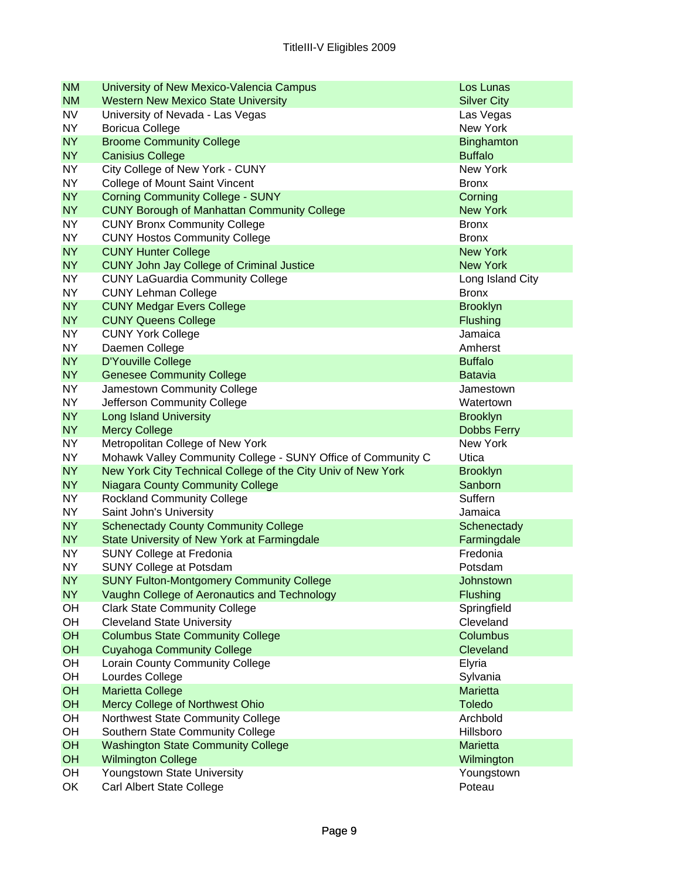| | | |
|---|---|---|
| NM | University of New Mexico-Valencia Campus | Los Lunas |
| NM | Western New Mexico State University | Silver City |
| NV | University of Nevada - Las Vegas | Las Vegas |
| NY | Boricua College | New York |
| NY | Broome Community College | Binghamton |
| NY | Canisius College | Buffalo |
| NY | City College of New York - CUNY | New York |
| NY | College of Mount Saint Vincent | Bronx |
| NY | Corning Community College - SUNY | Corning |
| NY | CUNY Borough of Manhattan Community College | New York |
| NY | CUNY Bronx Community College | Bronx |
| NY | CUNY Hostos Community College | Bronx |
| NY | CUNY Hunter College | New York |
| NY | CUNY John Jay College of Criminal Justice | New York |
| NY | CUNY LaGuardia Community College | Long Island City |
| NY | CUNY Lehman College | Bronx |
| NY | CUNY Medgar Evers College | Brooklyn |
| NY | CUNY Queens College | Flushing |
| NY | CUNY York College | Jamaica |
| NY | Daemen College | Amherst |
| NY | D'Youville College | Buffalo |
| NY | Genesee Community College | Batavia |
| NY | Jamestown Community College | Jamestown |
| NY | Jefferson Community College | Watertown |
| NY | Long Island University | Brooklyn |
| NY | Mercy College | Dobbs Ferry |
| NY | Metropolitan College of New York | New York |
| NY | Mohawk Valley Community College - SUNY Office of Community C | Utica |
| NY | New York City Technical College of the City Univ of New York | Brooklyn |
| NY | Niagara County Community College | Sanborn |
| NY | Rockland Community College | Suffern |
| NY | Saint John's University | Jamaica |
| NY | Schenectady County Community College | Schenectady |
| NY | State University of New York at Farmingdale | Farmingdale |
| NY | SUNY College at Fredonia | Fredonia |
| NY | SUNY College at Potsdam | Potsdam |
| NY | SUNY Fulton-Montgomery Community College | Johnstown |
| NY | Vaughn College of Aeronautics and Technology | Flushing |
| OH | Clark State Community College | Springfield |
| OH | Cleveland State University | Cleveland |
| OH | Columbus State Community College | Columbus |
| OH | Cuyahoga Community College | Cleveland |
| OH | Lorain County Community College | Elyria |
| OH | Lourdes College | Sylvania |
| OH | Marietta College | Marietta |
| OH | Mercy College of Northwest Ohio | Toledo |
| OH | Northwest State Community College | Archbold |
| OH | Southern State Community College | Hillsboro |
| OH | Washington State Community College | Marietta |
| OH | Wilmington College | Wilmington |
| OH | Youngstown State University | Youngstown |
| OK | Carl Albert State College | Poteau |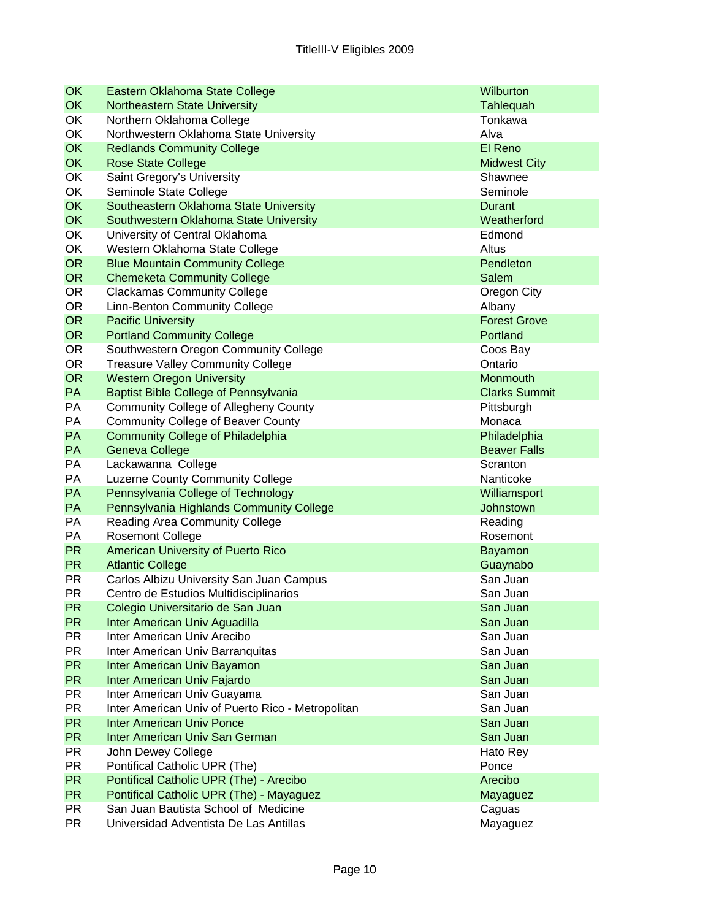| | | |
|---|---|---|
| OK | Eastern Oklahoma State College | Wilburton |
| OK | Northeastern State University | Tahlequah |
| OK | Northern Oklahoma College | Tonkawa |
| OK | Northwestern Oklahoma State University | Alva |
| OK | Redlands Community College | El Reno |
| OK | Rose State College | Midwest City |
| OK | Saint Gregory's University | Shawnee |
| OK | Seminole State College | Seminole |
| OK | Southeastern Oklahoma State University | Durant |
| OK | Southwestern Oklahoma State University | Weatherford |
| OK | University of Central Oklahoma | Edmond |
| OK | Western Oklahoma State College | Altus |
| OR | Blue Mountain Community College | Pendleton |
| OR | Chemeketa Community College | Salem |
| OR | Clackamas Community College | Oregon City |
| OR | Linn-Benton Community College | Albany |
| OR | Pacific University | Forest Grove |
| OR | Portland Community College | Portland |
| OR | Southwestern Oregon Community College | Coos Bay |
| OR | Treasure Valley Community College | Ontario |
| OR | Western Oregon University | Monmouth |
| PA | Baptist Bible College of Pennsylvania | Clarks Summit |
| PA | Community College of Allegheny County | Pittsburgh |
| PA | Community College of Beaver County | Monaca |
| PA | Community College of Philadelphia | Philadelphia |
| PA | Geneva College | Beaver Falls |
| PA | Lackawanna College | Scranton |
| PA | Luzerne County Community College | Nanticoke |
| PA | Pennsylvania College of Technology | Williamsport |
| PA | Pennsylvania Highlands Community College | Johnstown |
| PA | Reading Area Community College | Reading |
| PA | Rosemont College | Rosemont |
| PR | American University of Puerto Rico | Bayamon |
| PR | Atlantic College | Guaynabo |
| PR | Carlos Albizu University San Juan Campus | San Juan |
| PR | Centro de Estudios Multidisciplinarios | San Juan |
| PR | Colegio Universitario de San Juan | San Juan |
| PR | Inter American Univ Aguadilla | San Juan |
| PR | Inter American Univ Arecibo | San Juan |
| PR | Inter American Univ Barranquitas | San Juan |
| PR | Inter American Univ Bayamon | San Juan |
| PR | Inter American Univ Fajardo | San Juan |
| PR | Inter American Univ Guayama | San Juan |
| PR | Inter American Univ of Puerto Rico - Metropolitan | San Juan |
| PR | Inter American Univ Ponce | San Juan |
| PR | Inter American Univ San German | San Juan |
| PR | John Dewey College | Hato Rey |
| PR | Pontifical Catholic UPR (The) | Ponce |
| PR | Pontifical Catholic UPR (The) - Arecibo | Arecibo |
| PR | Pontifical Catholic UPR (The) - Mayaguez | Mayaguez |
| PR | San Juan Bautista School of Medicine | Caguas |
| PR | Universidad Adventista De Las Antillas | Mayaguez |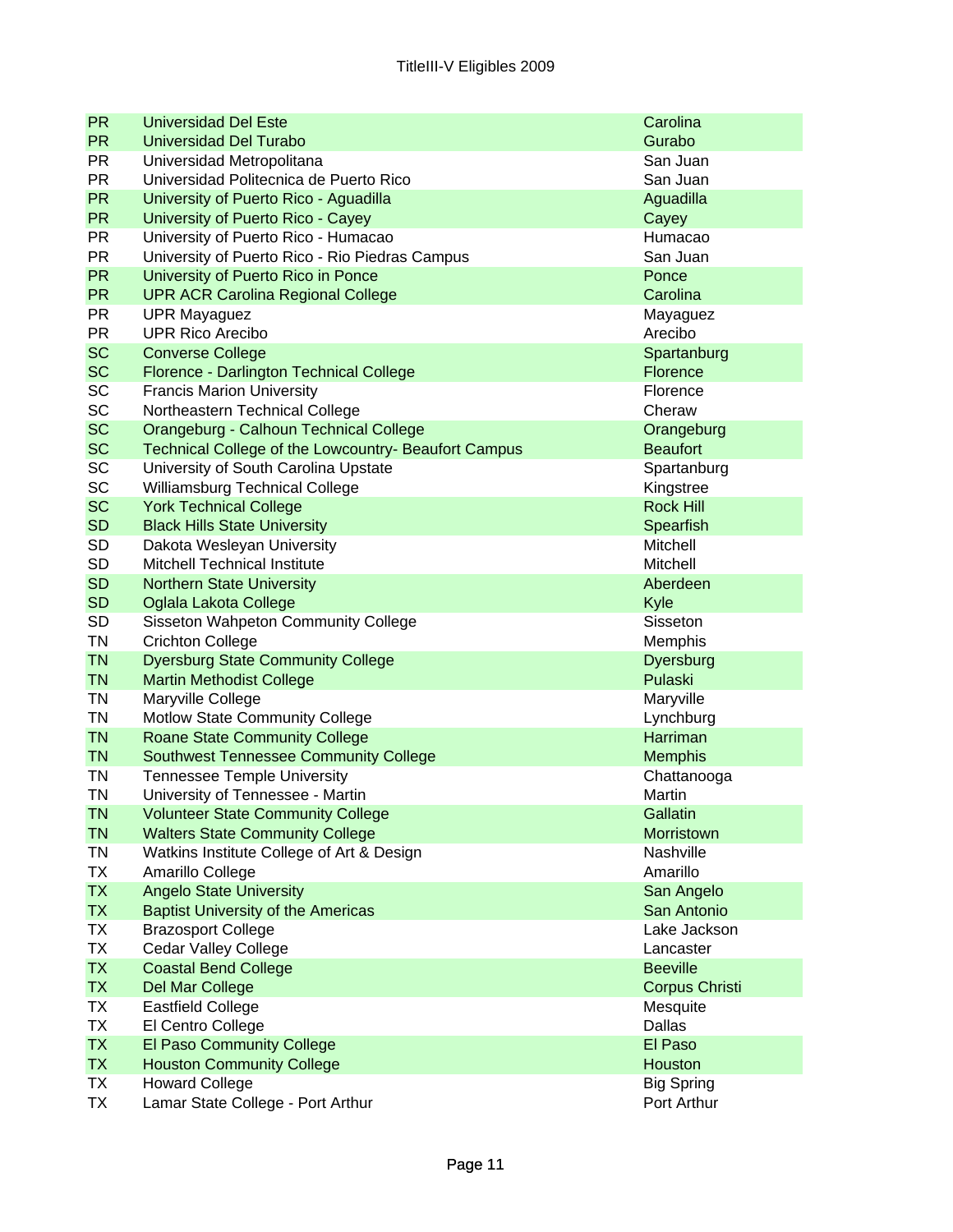| | | |
|---|---|---|
| PR | Universidad Del Este | Carolina |
| PR | Universidad Del Turabo | Gurabo |
| PR | Universidad Metropolitana | San Juan |
| PR | Universidad Politecnica de Puerto Rico | San Juan |
| PR | University of Puerto Rico - Aguadilla | Aguadilla |
| PR | University of Puerto Rico - Cayey | Cayey |
| PR | University of Puerto Rico - Humacao | Humacao |
| PR | University of Puerto Rico - Rio Piedras Campus | San Juan |
| PR | University of Puerto Rico in Ponce | Ponce |
| PR | UPR ACR Carolina Regional College | Carolina |
| PR | UPR Mayaguez | Mayaguez |
| PR | UPR Rico Arecibo | Arecibo |
| SC | Converse College | Spartanburg |
| SC | Florence - Darlington Technical College | Florence |
| SC | Francis Marion University | Florence |
| SC | Northeastern Technical College | Cheraw |
| SC | Orangeburg - Calhoun Technical College | Orangeburg |
| SC | Technical College of the Lowcountry- Beaufort Campus | Beaufort |
| SC | University of South Carolina Upstate | Spartanburg |
| SC | Williamsburg Technical College | Kingstree |
| SC | York Technical College | Rock Hill |
| SD | Black Hills State University | Spearfish |
| SD | Dakota Wesleyan University | Mitchell |
| SD | Mitchell Technical Institute | Mitchell |
| SD | Northern State University | Aberdeen |
| SD | Oglala Lakota College | Kyle |
| SD | Sisseton Wahpeton Community College | Sisseton |
| TN | Crichton College | Memphis |
| TN | Dyersburg State Community College | Dyersburg |
| TN | Martin Methodist College | Pulaski |
| TN | Maryville College | Maryville |
| TN | Motlow State Community College | Lynchburg |
| TN | Roane State Community College | Harriman |
| TN | Southwest Tennessee Community College | Memphis |
| TN | Tennessee Temple University | Chattanooga |
| TN | University of Tennessee - Martin | Martin |
| TN | Volunteer State Community College | Gallatin |
| TN | Walters State Community College | Morristown |
| TN | Watkins Institute College of Art & Design | Nashville |
| TX | Amarillo College | Amarillo |
| TX | Angelo State University | San Angelo |
| TX | Baptist University of the Americas | San Antonio |
| TX | Brazosport College | Lake Jackson |
| TX | Cedar Valley College | Lancaster |
| TX | Coastal Bend College | Beeville |
| TX | Del Mar College | Corpus Christi |
| TX | Eastfield College | Mesquite |
| TX | El Centro College | Dallas |
| TX | El Paso Community College | El Paso |
| TX | Houston Community College | Houston |
| TX | Howard College | Big Spring |
| TX | Lamar State College - Port Arthur | Port Arthur |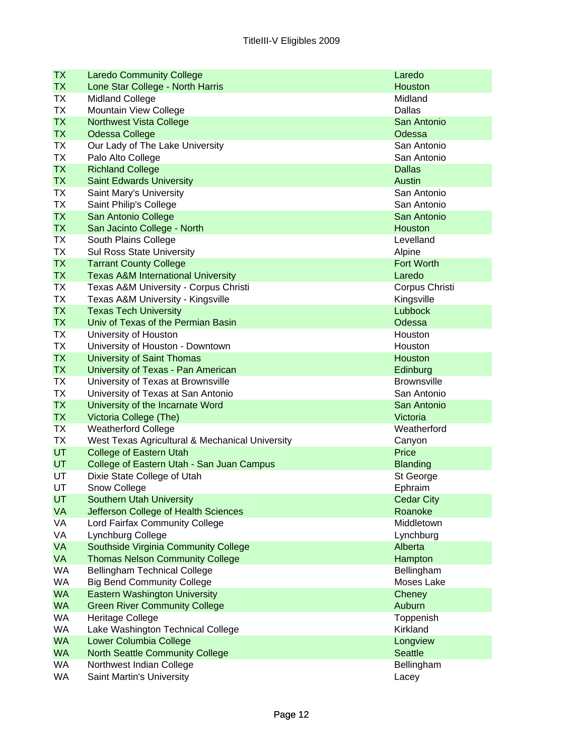| | | |
|---|---|---|
| TX | Laredo Community College | Laredo |
| TX | Lone Star College - North Harris | Houston |
| TX | Midland College | Midland |
| TX | Mountain View College | Dallas |
| TX | Northwest Vista College | San Antonio |
| TX | Odessa College | Odessa |
| TX | Our Lady of The Lake University | San Antonio |
| TX | Palo Alto College | San Antonio |
| TX | Richland College | Dallas |
| TX | Saint Edwards University | Austin |
| TX | Saint Mary's University | San Antonio |
| TX | Saint Philip's College | San Antonio |
| TX | San Antonio College | San Antonio |
| TX | San Jacinto College - North | Houston |
| TX | South Plains College | Levelland |
| TX | Sul Ross State University | Alpine |
| TX | Tarrant County College | Fort Worth |
| TX | Texas A&M International University | Laredo |
| TX | Texas A&M University - Corpus Christi | Corpus Christi |
| TX | Texas A&M University - Kingsville | Kingsville |
| TX | Texas Tech University | Lubbock |
| TX | Univ of Texas of the Permian Basin | Odessa |
| TX | University of Houston | Houston |
| TX | University of Houston - Downtown | Houston |
| TX | University of Saint Thomas | Houston |
| TX | University of Texas - Pan American | Edinburg |
| TX | University of Texas at Brownsville | Brownsville |
| TX | University of Texas at San Antonio | San Antonio |
| TX | University of the Incarnate Word | San Antonio |
| TX | Victoria College (The) | Victoria |
| TX | Weatherford College | Weatherford |
| TX | West Texas Agricultural & Mechanical University | Canyon |
| UT | College of Eastern Utah | Price |
| UT | College of Eastern Utah - San Juan Campus | Blanding |
| UT | Dixie State College of Utah | St George |
| UT | Snow College | Ephraim |
| UT | Southern Utah University | Cedar City |
| VA | Jefferson College of Health Sciences | Roanoke |
| VA | Lord Fairfax Community College | Middletown |
| VA | Lynchburg College | Lynchburg |
| VA | Southside Virginia Community College | Alberta |
| VA | Thomas Nelson Community College | Hampton |
| WA | Bellingham Technical College | Bellingham |
| WA | Big Bend Community College | Moses Lake |
| WA | Eastern Washington University | Cheney |
| WA | Green River Community College | Auburn |
| WA | Heritage College | Toppenish |
| WA | Lake Washington Technical College | Kirkland |
| WA | Lower Columbia College | Longview |
| WA | North Seattle Community College | Seattle |
| WA | Northwest Indian College | Bellingham |
| WA | Saint Martin's University | Lacey |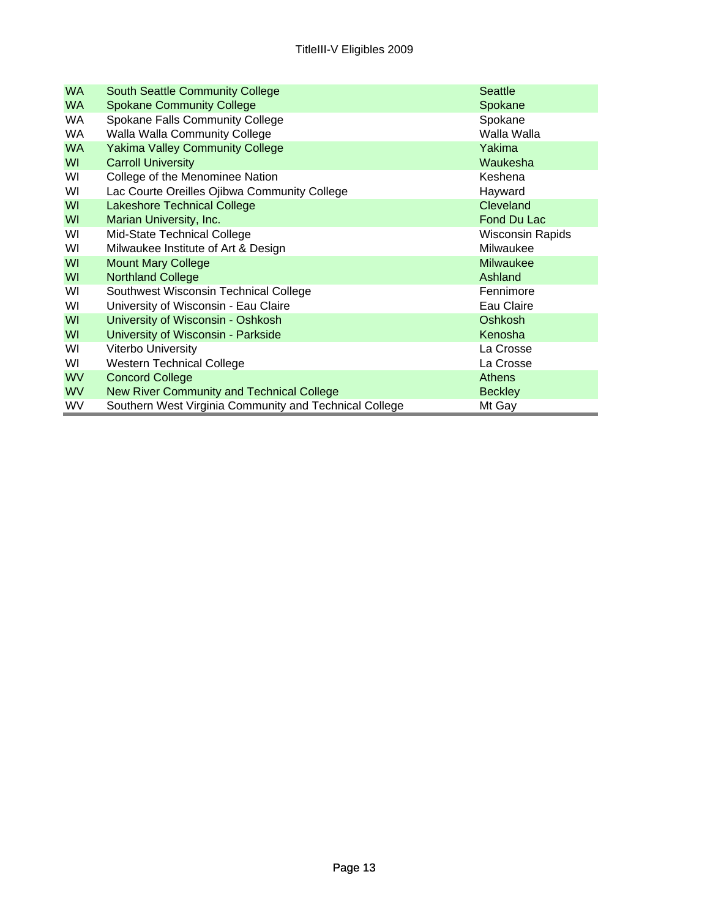| | | |
|---|---|---|
| WA | South Seattle Community College | Seattle |
| WA | Spokane Community College | Spokane |
| WA | Spokane Falls Community College | Spokane |
| WA | Walla Walla Community College | Walla Walla |
| WA | Yakima Valley Community College | Yakima |
| WI | Carroll University | Waukesha |
| WI | College of the Menominee Nation | Keshena |
| WI | Lac Courte Oreilles Ojibwa Community College | Hayward |
| WI | Lakeshore Technical College | Cleveland |
| WI | Marian University, Inc. | Fond Du Lac |
| WI | Mid-State Technical College | Wisconsin Rapids |
| WI | Milwaukee Institute of Art & Design | Milwaukee |
| WI | Mount Mary College | Milwaukee |
| WI | Northland College | Ashland |
| WI | Southwest Wisconsin Technical College | Fennimore |
| WI | University of Wisconsin - Eau Claire | Eau Claire |
| WI | University of Wisconsin - Oshkosh | Oshkosh |
| WI | University of Wisconsin - Parkside | Kenosha |
| WI | Viterbo University | La Crosse |
| WI | Western Technical College | La Crosse |
| WV | Concord College | Athens |
| WV | New River Community and Technical College | Beckley |
| WV | Southern West Virginia Community and Technical College | Mt Gay |